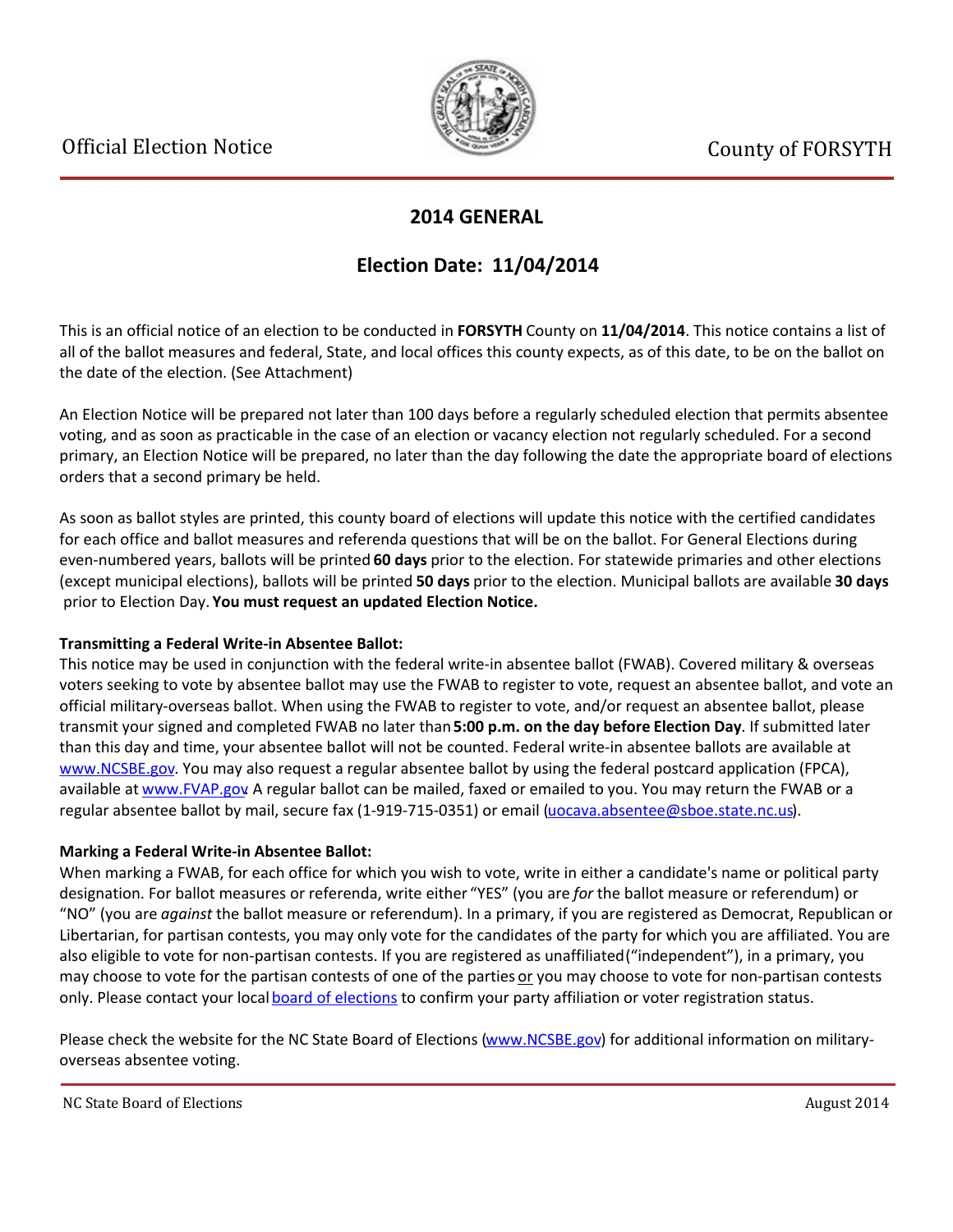Official Election Notice | County of FORSYTH

# 2014 GENERAL

## Election Date: 11/04/2014

This is an official notice of an election to be conducted in **FORSYTH** County on **11/04/2014**. This notice contains a list of all of the ballot measures and federal, State, and local offices this county expects, as of this date, to be on the ballot on the date of the election. (See Attachment)

An Election Notice will be prepared not later than 100 days before a regularly scheduled election that permits absentee voting, and as soon as practicable in the case of an election or vacancy election not regularly scheduled. For a second primary, an Election Notice will be prepared, no later than the day following the date the appropriate board of elections orders that a second primary be held.

As soon as ballot styles are printed, this county board of elections will update this notice with the certified candidates for each office and ballot measures and referenda questions that will be on the ballot. For General Elections during even-numbered years, ballots will be printed **60 days** prior to the election. For statewide primaries and other elections (except municipal elections), ballots will be printed **50 days** prior to the election. Municipal ballots are available **30 days** prior to Election Day. **You must request an updated Election Notice.**

**Transmitting a Federal Write-in Absentee Ballot:**
This notice may be used in conjunction with the federal write-in absentee ballot (FWAB). Covered military & overseas voters seeking to vote by absentee ballot may use the FWAB to register to vote, request an absentee ballot, and vote an official military-overseas ballot. When using the FWAB to register to vote, and/or request an absentee ballot, please transmit your signed and completed FWAB no later than **5:00 p.m. on the day before Election Day**. If submitted later than this day and time, your absentee ballot will not be counted. Federal write-in absentee ballots are available at www.NCSBE.gov. You may also request a regular absentee ballot by using the federal postcard application (FPCA), available at www.FVAP.gov A regular ballot can be mailed, faxed or emailed to you. You may return the FWAB or a regular absentee ballot by mail, secure fax (1-919-715-0351) or email (uocava.absentee@sboe.state.nc.us).

**Marking a Federal Write-in Absentee Ballot:**
When marking a FWAB, for each office for which you wish to vote, write in either a candidate's name or political party designation. For ballot measures or referenda, write either "YES" (you are *for* the ballot measure or referendum) or "NO" (you are *against* the ballot measure or referendum). In a primary, if you are registered as Democrat, Republican or Libertarian, for partisan contests, you may only vote for the candidates of the party for which you are affiliated. You are also eligible to vote for non-partisan contests. If you are registered as unaffiliated("independent"), in a primary, you may choose to vote for the partisan contests of one of the parties or you may choose to vote for non-partisan contests only. Please contact your local board of elections to confirm your party affiliation or voter registration status.

Please check the website for the NC State Board of Elections (www.NCSBE.gov) for additional information on military-overseas absentee voting.

NC State Board of Elections | August 2014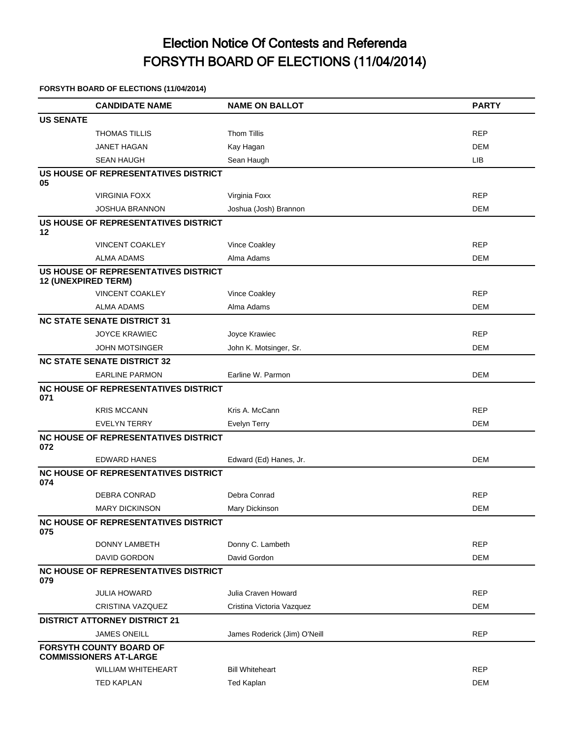# Election Notice Of Contests and Referenda
# FORSYTH BOARD OF ELECTIONS (11/04/2014)

**FORSYTH BOARD OF ELECTIONS (11/04/2014)**

| | CANDIDATE NAME | NAME ON BALLOT | PARTY |
|---|---|---|---|
| **US SENATE** | | | |
| | THOMAS TILLIS | Thom Tillis | REP |
| | JANET HAGAN | Kay Hagan | DEM |
| | SEAN HAUGH | Sean Haugh | LIB |
| **US HOUSE OF REPRESENTATIVES DISTRICT 05** | | | |
| | VIRGINIA FOXX | Virginia Foxx | REP |
| | JOSHUA BRANNON | Joshua (Josh) Brannon | DEM |
| **US HOUSE OF REPRESENTATIVES DISTRICT 12** | | | |
| | VINCENT COAKLEY | Vince Coakley | REP |
| | ALMA ADAMS | Alma Adams | DEM |
| **US HOUSE OF REPRESENTATIVES DISTRICT 12 (UNEXPIRED TERM)** | | | |
| | VINCENT COAKLEY | Vince Coakley | REP |
| | ALMA ADAMS | Alma Adams | DEM |
| **NC STATE SENATE DISTRICT 31** | | | |
| | JOYCE KRAWIEC | Joyce Krawiec | REP |
| | JOHN MOTSINGER | John K. Motsinger, Sr. | DEM |
| **NC STATE SENATE DISTRICT 32** | | | |
| | EARLINE PARMON | Earline W. Parmon | DEM |
| **NC HOUSE OF REPRESENTATIVES DISTRICT 071** | | | |
| | KRIS MCCANN | Kris A. McCann | REP |
| | EVELYN TERRY | Evelyn Terry | DEM |
| **NC HOUSE OF REPRESENTATIVES DISTRICT 072** | | | |
| | EDWARD HANES | Edward (Ed) Hanes, Jr. | DEM |
| **NC HOUSE OF REPRESENTATIVES DISTRICT 074** | | | |
| | DEBRA CONRAD | Debra Conrad | REP |
| | MARY DICKINSON | Mary Dickinson | DEM |
| **NC HOUSE OF REPRESENTATIVES DISTRICT 075** | | | |
| | DONNY LAMBETH | Donny C. Lambeth | REP |
| | DAVID GORDON | David Gordon | DEM |
| **NC HOUSE OF REPRESENTATIVES DISTRICT 079** | | | |
| | JULIA HOWARD | Julia Craven Howard | REP |
| | CRISTINA VAZQUEZ | Cristina Victoria Vazquez | DEM |
| **DISTRICT ATTORNEY DISTRICT 21** | | | |
| | JAMES ONEILL | James Roderick (Jim) O'Neill | REP |
| **FORSYTH COUNTY BOARD OF COMMISSIONERS AT-LARGE** | | | |
| | WILLIAM WHITEHEART | Bill Whiteheart | REP |
| | TED KAPLAN | Ted Kaplan | DEM |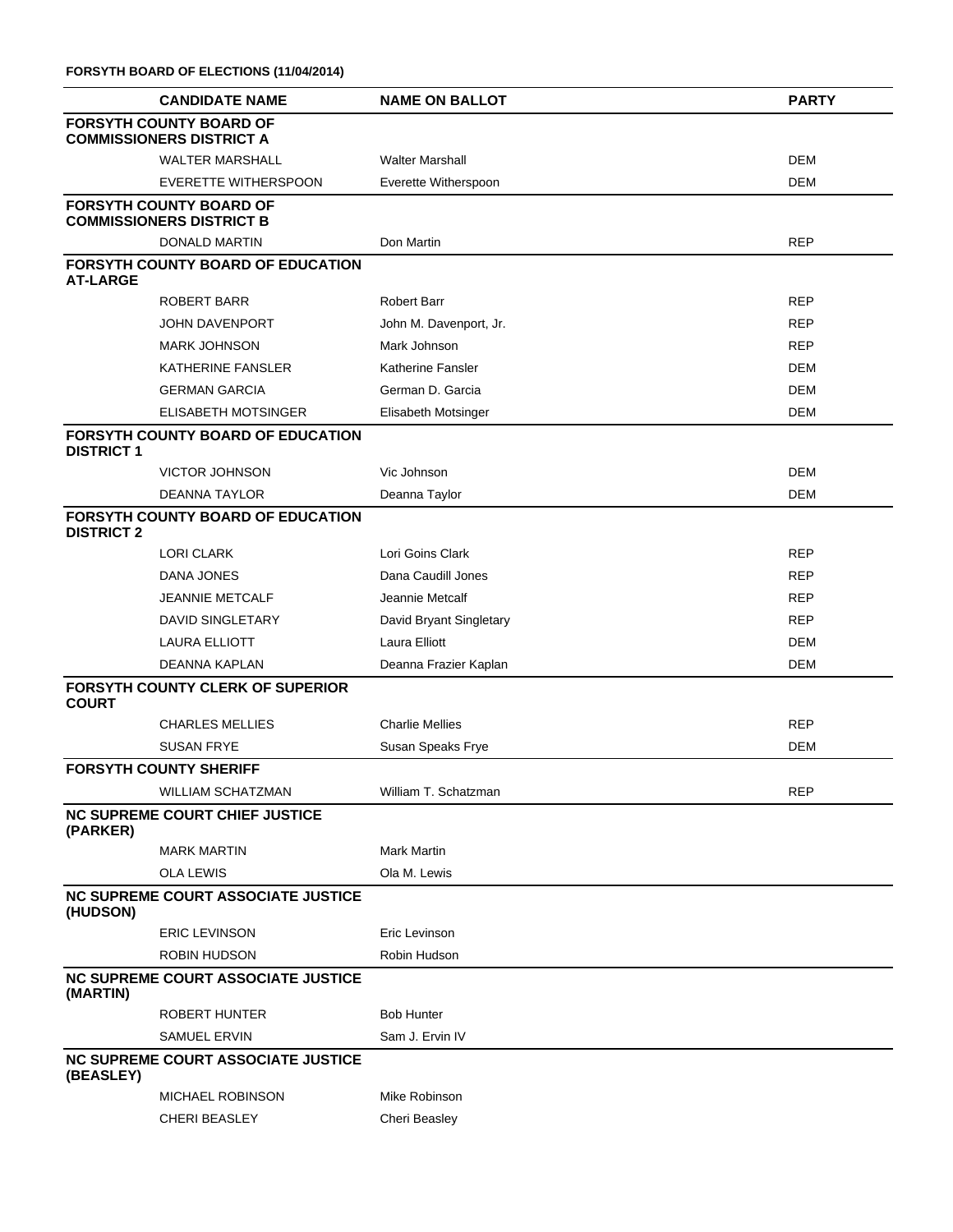**FORSYTH BOARD OF ELECTIONS (11/04/2014)**

| CANDIDATE NAME | NAME ON BALLOT | PARTY |
|---|---|---|
| **FORSYTH COUNTY BOARD OF COMMISSIONERS DISTRICT A** | | |
| WALTER MARSHALL | Walter Marshall | DEM |
| EVERETTE WITHERSPOON | Everette Witherspoon | DEM |
| **FORSYTH COUNTY BOARD OF COMMISSIONERS DISTRICT B** | | |
| DONALD MARTIN | Don Martin | REP |
| **FORSYTH COUNTY BOARD OF EDUCATION AT-LARGE** | | |
| ROBERT BARR | Robert Barr | REP |
| JOHN DAVENPORT | John M. Davenport, Jr. | REP |
| MARK JOHNSON | Mark Johnson | REP |
| KATHERINE FANSLER | Katherine Fansler | DEM |
| GERMAN GARCIA | German D. Garcia | DEM |
| ELISABETH MOTSINGER | Elisabeth Motsinger | DEM |
| **FORSYTH COUNTY BOARD OF EDUCATION DISTRICT 1** | | |
| VICTOR JOHNSON | Vic Johnson | DEM |
| DEANNA TAYLOR | Deanna Taylor | DEM |
| **FORSYTH COUNTY BOARD OF EDUCATION DISTRICT 2** | | |
| LORI CLARK | Lori Goins Clark | REP |
| DANA JONES | Dana Caudill Jones | REP |
| JEANNIE METCALF | Jeannie Metcalf | REP |
| DAVID SINGLETARY | David Bryant Singletary | REP |
| LAURA ELLIOTT | Laura Elliott | DEM |
| DEANNA KAPLAN | Deanna Frazier Kaplan | DEM |
| **FORSYTH COUNTY CLERK OF SUPERIOR COURT** | | |
| CHARLES MELLIES | Charlie Mellies | REP |
| SUSAN FRYE | Susan Speaks Frye | DEM |
| **FORSYTH COUNTY SHERIFF** | | |
| WILLIAM SCHATZMAN | William T. Schatzman | REP |
| **NC SUPREME COURT CHIEF JUSTICE (PARKER)** | | |
| MARK MARTIN | Mark Martin | |
| OLA LEWIS | Ola M. Lewis | |
| **NC SUPREME COURT ASSOCIATE JUSTICE (HUDSON)** | | |
| ERIC LEVINSON | Eric Levinson | |
| ROBIN HUDSON | Robin Hudson | |
| **NC SUPREME COURT ASSOCIATE JUSTICE (MARTIN)** | | |
| ROBERT HUNTER | Bob Hunter | |
| SAMUEL ERVIN | Sam J. Ervin IV | |
| **NC SUPREME COURT ASSOCIATE JUSTICE (BEASLEY)** | | |
| MICHAEL ROBINSON | Mike Robinson | |
| CHERI BEASLEY | Cheri Beasley | |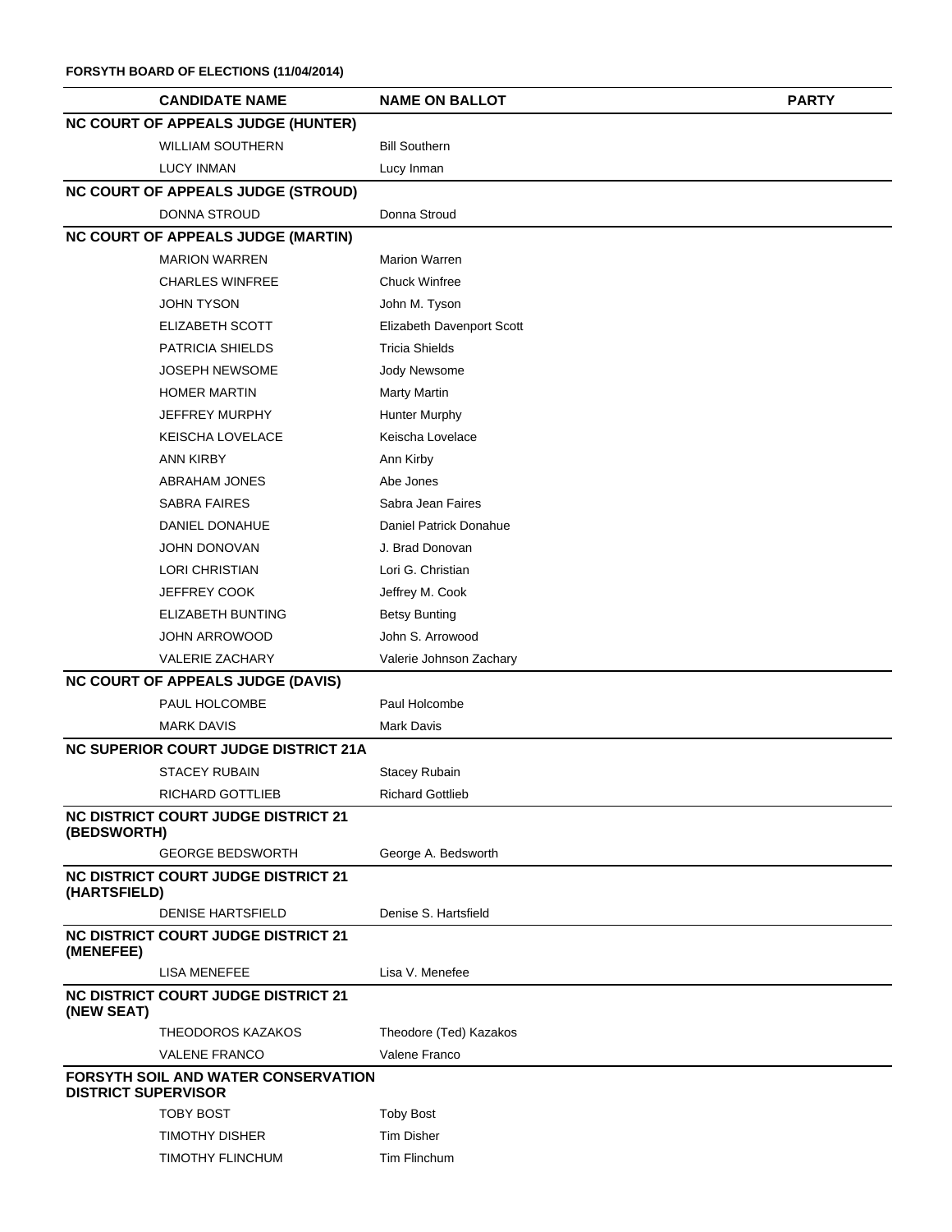**FORSYTH BOARD OF ELECTIONS (11/04/2014)**

| CANDIDATE NAME | NAME ON BALLOT | PARTY |
|---|---|---|
| **NC COURT OF APPEALS JUDGE (HUNTER)** | | |
| WILLIAM SOUTHERN | Bill Southern | |
| LUCY INMAN | Lucy Inman | |
| **NC COURT OF APPEALS JUDGE (STROUD)** | | |
| DONNA STROUD | Donna Stroud | |
| **NC COURT OF APPEALS JUDGE (MARTIN)** | | |
| MARION WARREN | Marion Warren | |
| CHARLES WINFREE | Chuck Winfree | |
| JOHN TYSON | John M. Tyson | |
| ELIZABETH SCOTT | Elizabeth Davenport Scott | |
| PATRICIA SHIELDS | Tricia Shields | |
| JOSEPH NEWSOME | Jody Newsome | |
| HOMER MARTIN | Marty Martin | |
| JEFFREY MURPHY | Hunter Murphy | |
| KEISCHA LOVELACE | Keischa Lovelace | |
| ANN KIRBY | Ann Kirby | |
| ABRAHAM JONES | Abe Jones | |
| SABRA FAIRES | Sabra Jean Faires | |
| DANIEL DONAHUE | Daniel Patrick Donahue | |
| JOHN DONOVAN | J. Brad Donovan | |
| LORI CHRISTIAN | Lori G. Christian | |
| JEFFREY COOK | Jeffrey M. Cook | |
| ELIZABETH BUNTING | Betsy Bunting | |
| JOHN ARROWOOD | John S. Arrowood | |
| VALERIE ZACHARY | Valerie Johnson Zachary | |
| **NC COURT OF APPEALS JUDGE (DAVIS)** | | |
| PAUL HOLCOMBE | Paul Holcombe | |
| MARK DAVIS | Mark Davis | |
| **NC SUPERIOR COURT JUDGE DISTRICT 21A** | | |
| STACEY RUBAIN | Stacey Rubain | |
| RICHARD GOTTLIEB | Richard Gottlieb | |
| **NC DISTRICT COURT JUDGE DISTRICT 21 (BEDSWORTH)** | | |
| GEORGE BEDSWORTH | George A. Bedsworth | |
| **NC DISTRICT COURT JUDGE DISTRICT 21 (HARTSFIELD)** | | |
| DENISE HARTSFIELD | Denise S. Hartsfield | |
| **NC DISTRICT COURT JUDGE DISTRICT 21 (MENEFEE)** | | |
| LISA MENEFEE | Lisa V. Menefee | |
| **NC DISTRICT COURT JUDGE DISTRICT 21 (NEW SEAT)** | | |
| THEODOROS KAZAKOS | Theodore (Ted) Kazakos | |
| VALENE FRANCO | Valene Franco | |
| **FORSYTH SOIL AND WATER CONSERVATION DISTRICT SUPERVISOR** | | |
| TOBY BOST | Toby Bost | |
| TIMOTHY DISHER | Tim Disher | |
| TIMOTHY FLINCHUM | Tim Flinchum | |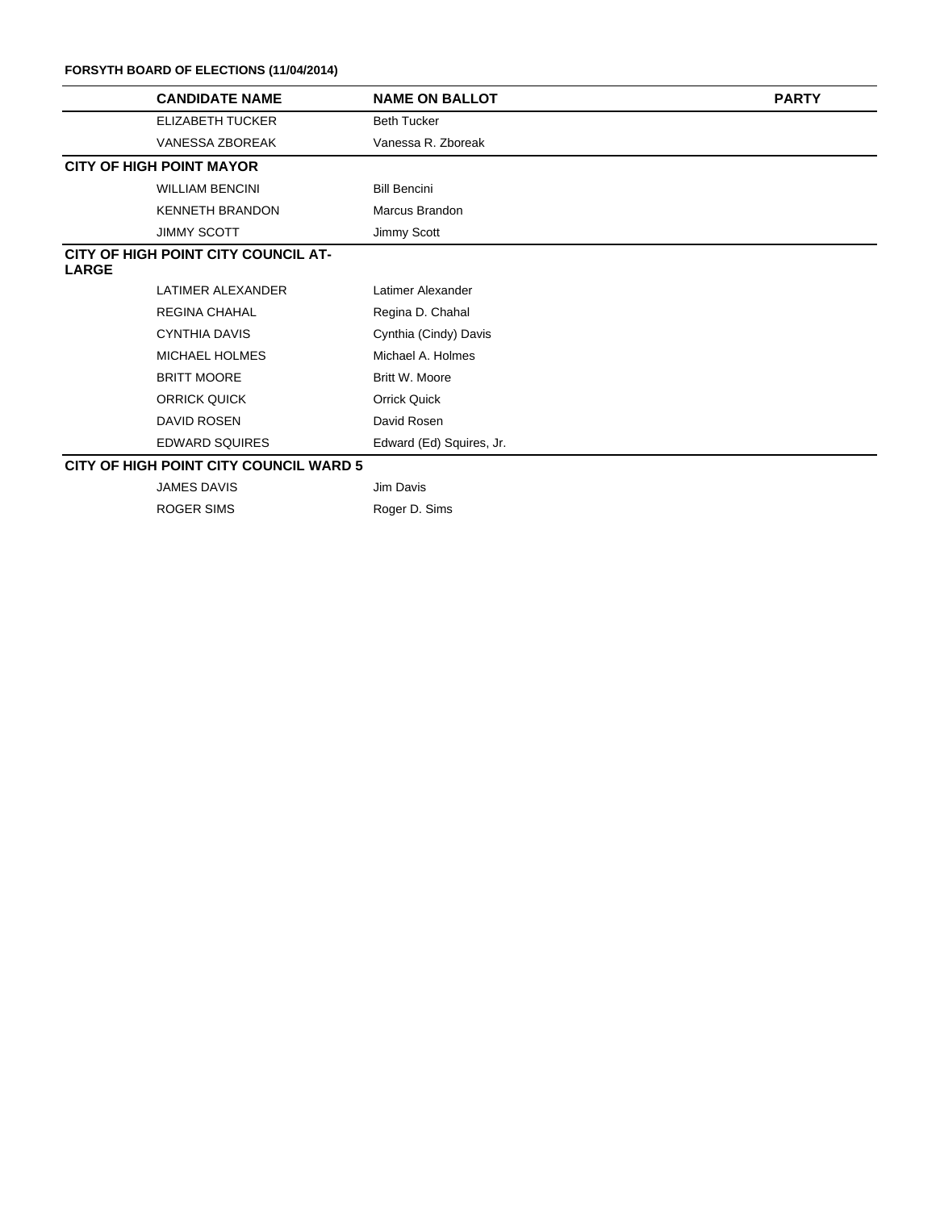**FORSYTH BOARD OF ELECTIONS (11/04/2014)**

| CANDIDATE NAME | NAME ON BALLOT | PARTY |
|---|---|---|
| ELIZABETH TUCKER | Beth Tucker | |
| VANESSA ZBOREAK | Vanessa R. Zboreak | |
| **CITY OF HIGH POINT MAYOR** | | |
| WILLIAM BENCINI | Bill Bencini | |
| KENNETH BRANDON | Marcus Brandon | |
| JIMMY SCOTT | Jimmy Scott | |
| **CITY OF HIGH POINT CITY COUNCIL AT-LARGE** | | |
| LATIMER ALEXANDER | Latimer Alexander | |
| REGINA CHAHAL | Regina D. Chahal | |
| CYNTHIA DAVIS | Cynthia (Cindy) Davis | |
| MICHAEL HOLMES | Michael A. Holmes | |
| BRITT MOORE | Britt W. Moore | |
| ORRICK QUICK | Orrick Quick | |
| DAVID ROSEN | David Rosen | |
| EDWARD SQUIRES | Edward (Ed) Squires, Jr. | |
| **CITY OF HIGH POINT CITY COUNCIL WARD 5** | | |
| JAMES DAVIS | Jim Davis | |
| ROGER SIMS | Roger D. Sims | |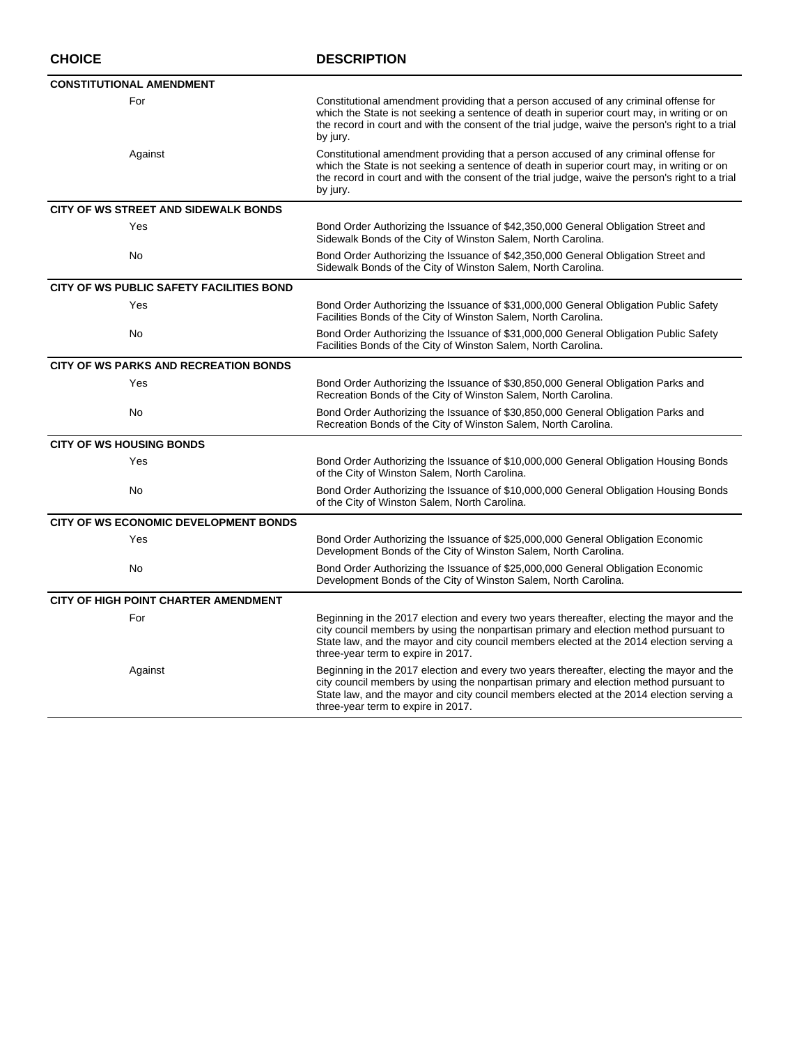| CHOICE | DESCRIPTION |
| --- | --- |
| **CONSTITUTIONAL AMENDMENT** | |
| For | Constitutional amendment providing that a person accused of any criminal offense for which the State is not seeking a sentence of death in superior court may, in writing or on the record in court and with the consent of the trial judge, waive the person's right to a trial by jury. |
| Against | Constitutional amendment providing that a person accused of any criminal offense for which the State is not seeking a sentence of death in superior court may, in writing or on the record in court and with the consent of the trial judge, waive the person's right to a trial by jury. |
| **CITY OF WS STREET AND SIDEWALK BONDS** | |
| Yes | Bond Order Authorizing the Issuance of $42,350,000 General Obligation Street and Sidewalk Bonds of the City of Winston Salem, North Carolina. |
| No | Bond Order Authorizing the Issuance of $42,350,000 General Obligation Street and Sidewalk Bonds of the City of Winston Salem, North Carolina. |
| **CITY OF WS PUBLIC SAFETY FACILITIES BOND** | |
| Yes | Bond Order Authorizing the Issuance of $31,000,000 General Obligation Public Safety Facilities Bonds of the City of Winston Salem, North Carolina. |
| No | Bond Order Authorizing the Issuance of $31,000,000 General Obligation Public Safety Facilities Bonds of the City of Winston Salem, North Carolina. |
| **CITY OF WS PARKS AND RECREATION BONDS** | |
| Yes | Bond Order Authorizing the Issuance of $30,850,000 General Obligation Parks and Recreation Bonds of the City of Winston Salem, North Carolina. |
| No | Bond Order Authorizing the Issuance of $30,850,000 General Obligation Parks and Recreation Bonds of the City of Winston Salem, North Carolina. |
| **CITY OF WS HOUSING BONDS** | |
| Yes | Bond Order Authorizing the Issuance of $10,000,000 General Obligation Housing Bonds of the City of Winston Salem, North Carolina. |
| No | Bond Order Authorizing the Issuance of $10,000,000 General Obligation Housing Bonds of the City of Winston Salem, North Carolina. |
| **CITY OF WS ECONOMIC DEVELOPMENT BONDS** | |
| Yes | Bond Order Authorizing the Issuance of $25,000,000 General Obligation Economic Development Bonds of the City of Winston Salem, North Carolina. |
| No | Bond Order Authorizing the Issuance of $25,000,000 General Obligation Economic Development Bonds of the City of Winston Salem, North Carolina. |
| **CITY OF HIGH POINT CHARTER AMENDMENT** | |
| For | Beginning in the 2017 election and every two years thereafter, electing the mayor and the city council members by using the nonpartisan primary and election method pursuant to State law, and the mayor and city council members elected at the 2014 election serving a three-year term to expire in 2017. |
| Against | Beginning in the 2017 election and every two years thereafter, electing the mayor and the city council members by using the nonpartisan primary and election method pursuant to State law, and the mayor and city council members elected at the 2014 election serving a three-year term to expire in 2017. |